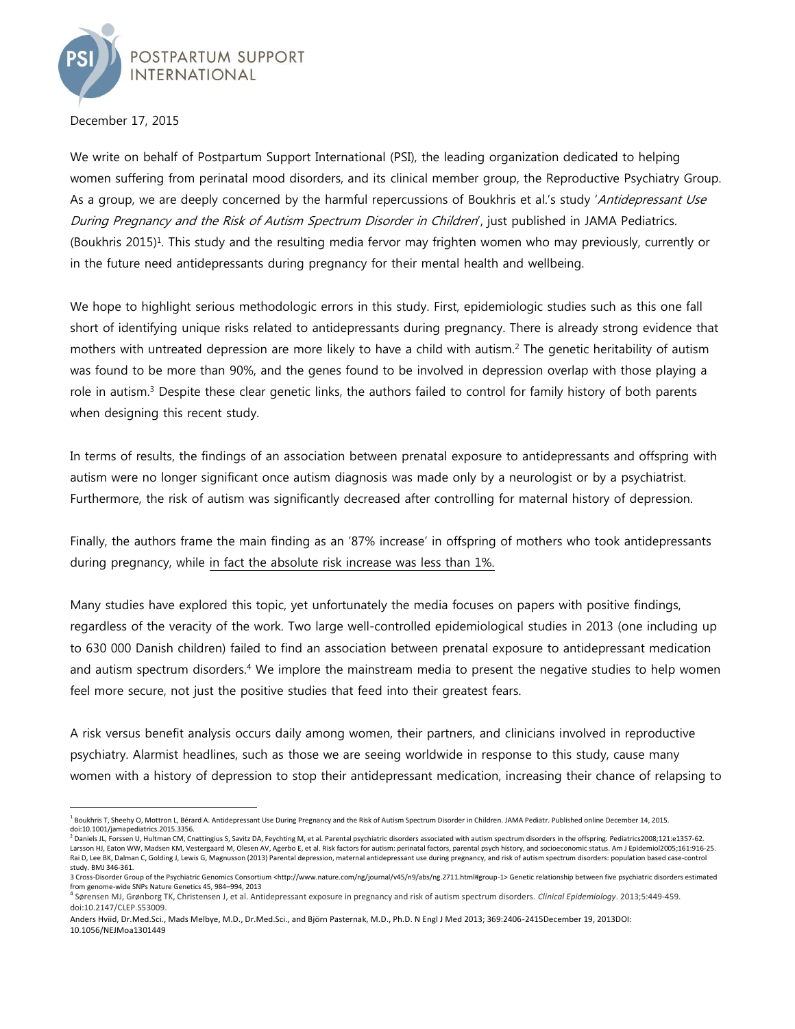POSTPARTUM SUPPORT INTERNATIONAL

December 17, 2015

We write on behalf of Postpartum Support International (PSI), the leading organization dedicated to helping women suffering from perinatal mood disorders, and its clinical member group, the Reproductive Psychiatry Group. As a group, we are deeply concerned by the harmful repercussions of Boukhris et al.'s study '*Antidepressant Use During Pregnancy and the Risk of Autism Spectrum Disorder in Children*', just published in JAMA Pediatrics. (Boukhris 2015)[1]. This study and the resulting media fervor may frighten women who may previously, currently or in the future need antidepressants during pregnancy for their mental health and wellbeing.

We hope to highlight serious methodologic errors in this study. First, epidemiologic studies such as this one fall short of identifying unique risks related to antidepressants during pregnancy. There is already strong evidence that mothers with untreated depression are more likely to have a child with autism.[2] The genetic heritability of autism was found to be more than 90%, and the genes found to be involved in depression overlap with those playing a role in autism.[3] Despite these clear genetic links, the authors failed to control for family history of both parents when designing this recent study.

In terms of results, the findings of an association between prenatal exposure to antidepressants and offspring with autism were no longer significant once autism diagnosis was made only by a neurologist or by a psychiatrist. Furthermore, the risk of autism was significantly decreased after controlling for maternal history of depression.

Finally, the authors frame the main finding as an '87% increase' in offspring of mothers who took antidepressants during pregnancy, while <u>in fact the absolute risk increase was less than 1%.</u>

Many studies have explored this topic, yet unfortunately the media focuses on papers with positive findings, regardless of the veracity of the work. Two large well-controlled epidemiological studies in 2013 (one including up to 630 000 Danish children) failed to find an association between prenatal exposure to antidepressant medication and autism spectrum disorders.[4] We implore the mainstream media to present the negative studies to help women feel more secure, not just the positive studies that feed into their greatest fears.

A risk versus benefit analysis occurs daily among women, their partners, and clinicians involved in reproductive psychiatry. Alarmist headlines, such as those we are seeing worldwide in response to this study, cause many women with a history of depression to stop their antidepressant medication, increasing their chance of relapsing to

---

[1] Boukhris T, Sheehy O, Mottron L, Bérard A. Antidepressant Use During Pregnancy and the Risk of Autism Spectrum Disorder in Children. JAMA Pediatr. Published online December 14, 2015. doi:10.1001/jamapediatrics.2015.3356.

[2] Daniels JL, Forssen U, Hultman CM, Cnattingius S, Savitz DA, Feychting M, et al. Parental psychiatric disorders associated with autism spectrum disorders in the offspring. Pediatrics2008;121:e1357-62. Larsson HJ, Eaton WW, Madsen KM, Vestergaard M, Olesen AV, Agerbo E, et al. Risk factors for autism: perinatal factors, parental psych history, and socioeconomic status. Am J Epidemiol2005;161:916-25. Rai D, Lee BK, Dalman C, Golding J, Lewis G, Magnusson (2013) Parental depression, maternal antidepressant use during pregnancy, and risk of autism spectrum disorders: population based case-control study. BMJ 346-361.

3 Cross-Disorder Group of the Psychiatric Genomics Consortium <http://www.nature.com/ng/journal/v45/n9/abs/ng.2711.html#group-1> Genetic relationship between five psychiatric disorders estimated from genome-wide SNPs Nature Genetics 45, 984–994, 2013

[4] Sørensen MJ, Grønborg TK, Christensen J, et al. Antidepressant exposure in pregnancy and risk of autism spectrum disorders. *Clinical Epidemiology*. 2013;5:449-459. doi:10.2147/CLEP.S53009.

Anders Hviid, Dr.Med.Sci., Mads Melbye, M.D., Dr.Med.Sci., and Björn Pasternak, M.D., Ph.D. N Engl J Med 2013; 369:2406-2415December 19, 2013DOI: 10.1056/NEJMoa1301449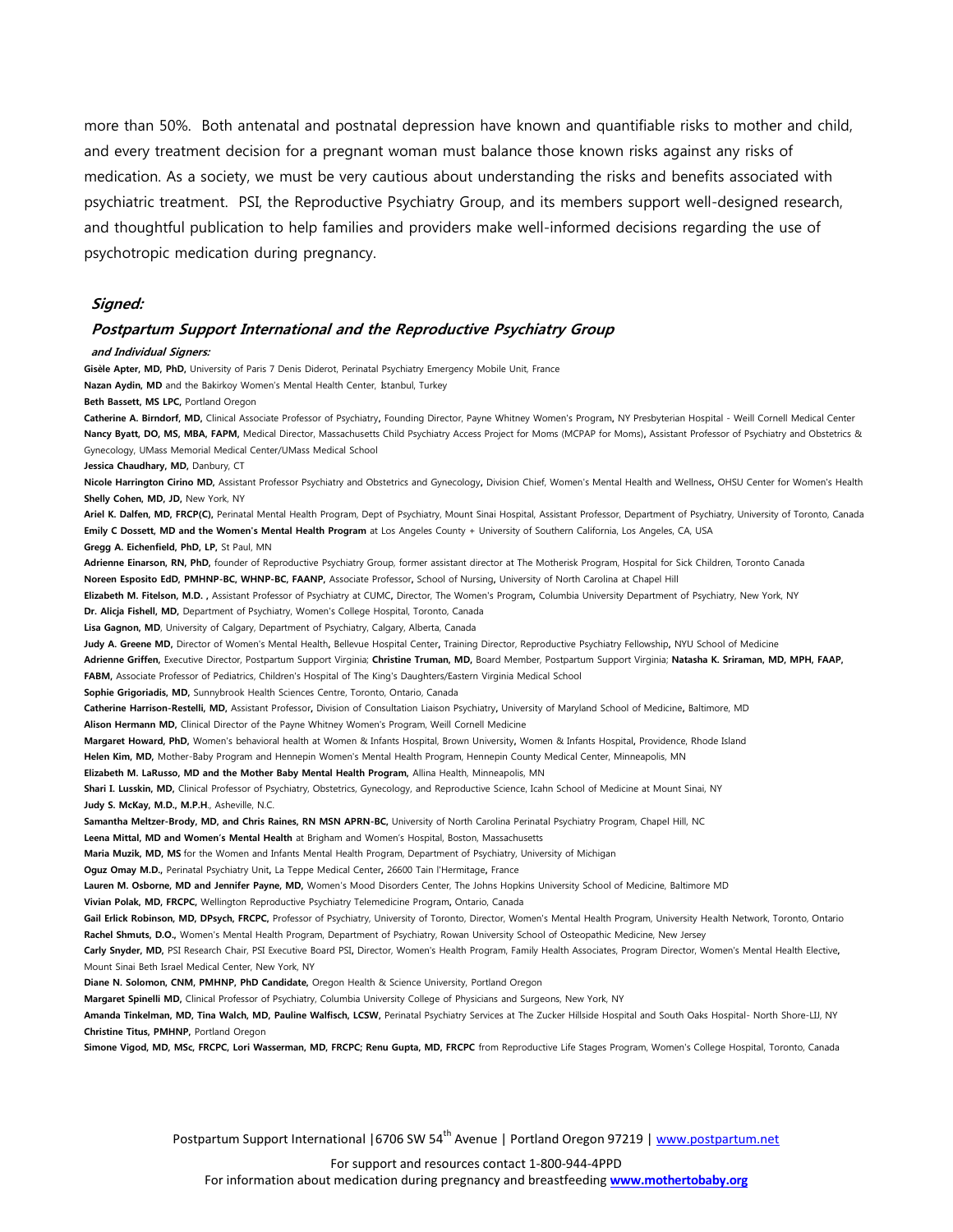more than 50%. Both antenatal and postnatal depression have known and quantifiable risks to mother and child, and every treatment decision for a pregnant woman must balance those known risks against any risks of medication. As a society, we must be very cautious about understanding the risks and benefits associated with psychiatric treatment. PSI, the Reproductive Psychiatry Group, and its members support well-designed research, and thoughtful publication to help families and providers make well-informed decisions regarding the use of psychotropic medication during pregnancy.

***Signed:***

***Postpartum Support International and the Reproductive Psychiatry Group***

***and Individual Signers:***

**Gisèle Apter, MD, PhD,** University of Paris 7 Denis Diderot, Perinatal Psychiatry Emergency Mobile Unit, France

**Nazan Aydin, MD** and the Bakirkoy Women's Mental Health Center, İstanbul, Turkey

**Beth Bassett, MS LPC,** Portland Oregon

**Catherine A. Birndorf, MD,** Clinical Associate Professor of Psychiatry, Founding Director, Payne Whitney Women's Program, NY Presbyterian Hospital - Weill Cornell Medical Center

**Nancy Byatt, DO, MS, MBA, FAPM,** Medical Director, Massachusetts Child Psychiatry Access Project for Moms (MCPAP for Moms), Assistant Professor of Psychiatry and Obstetrics & Gynecology, UMass Memorial Medical Center/UMass Medical School

**Jessica Chaudhary, MD,** Danbury, CT

**Nicole Harrington Cirino MD,** Assistant Professor Psychiatry and Obstetrics and Gynecology, Division Chief, Women's Mental Health and Wellness, OHSU Center for Women's Health

**Shelly Cohen, MD, JD,** New York, NY

**Ariel K. Dalfen, MD, FRCP(C),** Perinatal Mental Health Program, Dept of Psychiatry, Mount Sinai Hospital, Assistant Professor, Department of Psychiatry, University of Toronto, Canada

**Emily C Dossett, MD and the Women's Mental Health Program** at Los Angeles County + University of Southern California, Los Angeles, CA, USA

**Gregg A. Eichenfield, PhD, LP,** St Paul, MN

**Adrienne Einarson, RN, PhD,** founder of Reproductive Psychiatry Group, former assistant director at The Motherisk Program, Hospital for Sick Children, Toronto Canada

**Noreen Esposito EdD, PMHNP-BC, WHNP-BC, FAANP,** Associate Professor, School of Nursing, University of North Carolina at Chapel Hill

**Elizabeth M. Fitelson, M.D. ,** Assistant Professor of Psychiatry at CUMC, Director, The Women's Program, Columbia University Department of Psychiatry, New York, NY

**Dr. Alicja Fishell, MD,** Department of Psychiatry, Women's College Hospital, Toronto, Canada

**Lisa Gagnon, MD**, University of Calgary, Department of Psychiatry, Calgary, Alberta, Canada

**Judy A. Greene MD,** Director of Women's Mental Health, Bellevue Hospital Center, Training Director, Reproductive Psychiatry Fellowship, NYU School of Medicine

**Adrienne Griffen,** Executive Director, Postpartum Support Virginia; **Christine Truman, MD,** Board Member, Postpartum Support Virginia; **Natasha K. Sriraman, MD, MPH, FAAP, FABM,** Associate Professor of Pediatrics, Children's Hospital of The King's Daughters/Eastern Virginia Medical School

**Sophie Grigoriadis, MD,** Sunnybrook Health Sciences Centre, Toronto, Ontario, Canada

**Catherine Harrison-Restelli, MD,** Assistant Professor, Division of Consultation Liaison Psychiatry, University of Maryland School of Medicine, Baltimore, MD

**Alison Hermann MD,** Clinical Director of the Payne Whitney Women's Program, Weill Cornell Medicine

**Margaret Howard, PhD,** Women's behavioral health at Women & Infants Hospital, Brown University, Women & Infants Hospital, Providence, Rhode Island

**Helen Kim, MD,** Mother-Baby Program and Hennepin Women's Mental Health Program, Hennepin County Medical Center, Minneapolis, MN

**Elizabeth M. LaRusso, MD and the Mother Baby Mental Health Program,** Allina Health, Minneapolis, MN

**Shari I. Lusskin, MD,** Clinical Professor of Psychiatry, Obstetrics, Gynecology, and Reproductive Science, Icahn School of Medicine at Mount Sinai, NY

**Judy S. McKay, M.D., M.P.H**., Asheville, N.C.

**Samantha Meltzer-Brody, MD, and Chris Raines, RN MSN APRN-BC,** University of North Carolina Perinatal Psychiatry Program, Chapel Hill, NC

**Leena Mittal, MD and Women's Mental Health** at Brigham and Women's Hospital, Boston, Massachusetts

**Maria Muzik, MD, MS** for the Women and Infants Mental Health Program, Department of Psychiatry, University of Michigan

**Oguz Omay M.D.,** Perinatal Psychiatry Unit, La Teppe Medical Center, 26600 Tain l'Hermitage, France

**Lauren M. Osborne, MD and Jennifer Payne, MD,** Women's Mood Disorders Center, The Johns Hopkins University School of Medicine, Baltimore MD

**Vivian Polak, MD, FRCPC,** Wellington Reproductive Psychiatry Telemedicine Program, Ontario, Canada

**Gail Erlick Robinson, MD, DPsych, FRCPC,** Professor of Psychiatry, University of Toronto, Director, Women's Mental Health Program, University Health Network, Toronto, Ontario

**Rachel Shmuts, D.O.,** Women's Mental Health Program, Department of Psychiatry, Rowan University School of Osteopathic Medicine, New Jersey

**Carly Snyder, MD,** PSI Research Chair, PSI Executive Board PSI, Director, Women's Health Program, Family Health Associates, Program Director, Women's Mental Health Elective, Mount Sinai Beth Israel Medical Center, New York, NY

**Diane N. Solomon, CNM, PMHNP, PhD Candidate,** Oregon Health & Science University, Portland Oregon

**Margaret Spinelli MD,** Clinical Professor of Psychiatry, Columbia University College of Physicians and Surgeons, New York, NY

**Amanda Tinkelman, MD, Tina Walch, MD, Pauline Walfisch, LCSW,** Perinatal Psychiatry Services at The Zucker Hillside Hospital and South Oaks Hospital- North Shore-LIJ, NY

**Christine Titus, PMHNP,** Portland Oregon

**Simone Vigod, MD, MSc, FRCPC, Lori Wasserman, MD, FRCPC; Renu Gupta, MD, FRCPC** from Reproductive Life Stages Program, Women's College Hospital, Toronto, Canada

Postpartum Support International |6706 SW 54th Avenue | Portland Oregon 97219 | www.postpartum.net

For support and resources contact 1-800-944-4PPD

For information about medication during pregnancy and breastfeeding **www.mothertobaby.org**